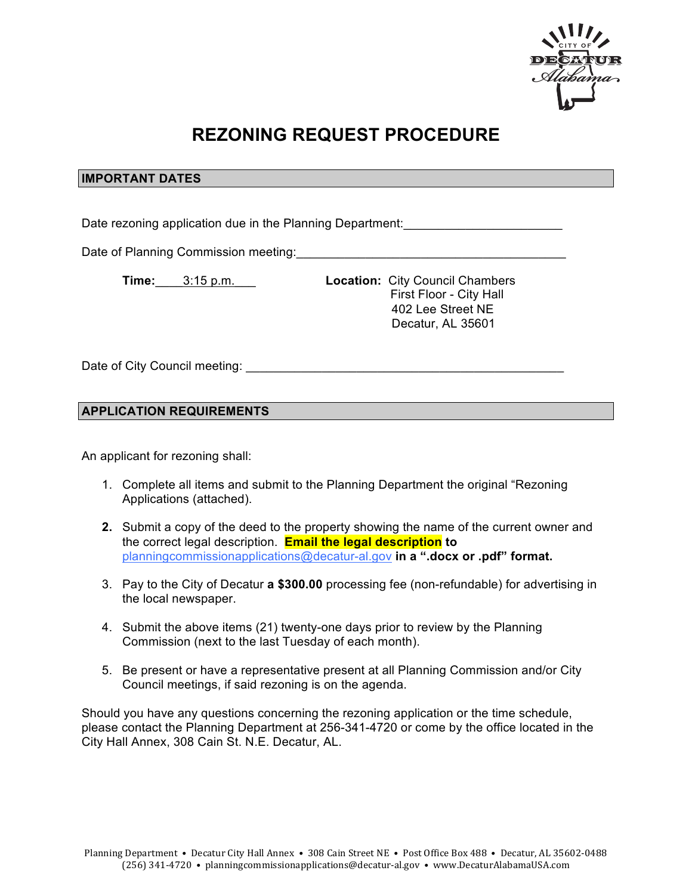# REZONING REQUEST PROCEDURE

## IMPORTANT DATES

Date rezoning application due in the Planning Department:\_\_\_\_\_\_\_\_\_\_\_\_\_\_\_\_\_\_\_\_\_\_\_\_

Date of Planning Commission meeting:\_\_\_\_\_\_\_\_\_\_\_\_\_\_\_\_\_\_\_\_\_\_\_\_\_\_\_\_\_\_\_\_\_\_\_\_\_\_\_\_\_\_

**Time:** 3:15 p.m.

**Location:** City Council Chambers
First Floor - City Hall
402 Lee Street NE
Decatur, AL 35601

Date of City Council meeting: \_\_\_\_\_\_\_\_\_\_\_\_\_\_\_\_\_\_\_\_\_\_\_\_\_\_\_\_\_\_\_\_\_\_\_\_\_\_\_\_\_\_\_\_\_\_\_\_\_\_

## APPLICATION REQUIREMENTS

An applicant for rezoning shall:

1. Complete all items and submit to the Planning Department the original "Rezoning Applications (attached).
2. Submit a copy of the deed to the property showing the name of the current owner and the correct legal description. **Email the legal description to** planningcommissionapplications@decatur-al.gov **in a ".docx or .pdf" format.**
3. Pay to the City of Decatur **a $300.00** processing fee (non-refundable) for advertising in the local newspaper.
4. Submit the above items (21) twenty-one days prior to review by the Planning Commission (next to the last Tuesday of each month).
5. Be present or have a representative present at all Planning Commission and/or City Council meetings, if said rezoning is on the agenda.

Should you have any questions concerning the rezoning application or the time schedule, please contact the Planning Department at 256-341-4720 or come by the office located in the City Hall Annex, 308 Cain St. N.E. Decatur, AL.

Planning Department • Decatur City Hall Annex • 308 Cain Street NE • Post Office Box 488 • Decatur, AL 35602-0488
(256) 341-4720 • planningcommissionapplications@decatur-al.gov • www.DecaturAlabamaUSA.com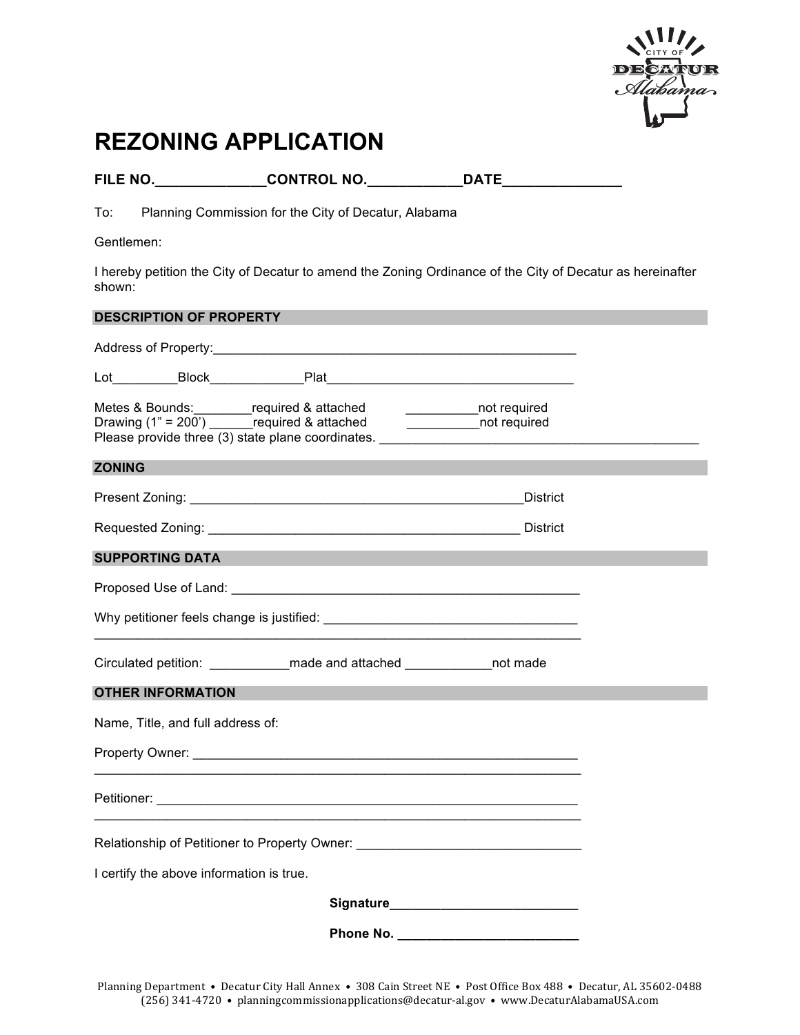# REZONING APPLICATION

**FILE NO.______________CONTROL NO.____________DATE_______________**

To: Planning Commission for the City of Decatur, Alabama

Gentlemen:

I hereby petition the City of Decatur to amend the Zoning Ordinance of the City of Decatur as hereinafter shown:

## DESCRIPTION OF PROPERTY

Address of Property:_____________________________________________________

Lot_________Block_____________Plat__________________________________

Metes & Bounds:________required & attached __________not required
Drawing (1" = 200') ______required & attached __________not required
Please provide three (3) state plane coordinates. ______________________________________________

## ZONING

Present Zoning: _________________________________________________District

Requested Zoning: _____________________________________________ District

## SUPPORTING DATA

Proposed Use of Land: __________________________________________________

Why petitioner feels change is justified: ___________________________________
__________________________________________________________________

Circulated petition: ___________made and attached ____________not made

## OTHER INFORMATION

Name, Title, and full address of:

Property Owner: _______________________________________________________
__________________________________________________________________

Petitioner: ____________________________________________________________
__________________________________________________________________

Relationship of Petitioner to Property Owner: ________________________________

I certify the above information is true.

**Signature___________________________**

**Phone No. __________________________**

Planning Department • Decatur City Hall Annex • 308 Cain Street NE • Post Office Box 488 • Decatur, AL 35602-0488
(256) 341-4720 • planningcommissionapplications@decatur-al.gov • www.DecaturAlabamaUSA.com